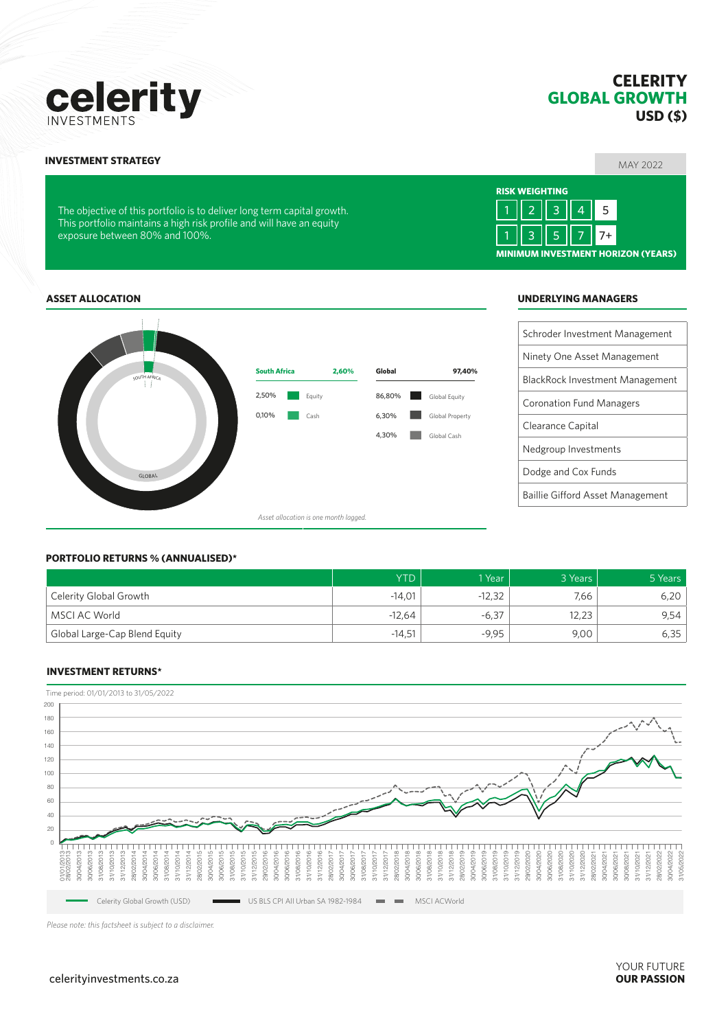# celerity INVESTMENTS

## CELERITY GLOBAL GROWTH USD ($)

MAY 2022

### INVESTMENT STRATEGY

The objective of this portfolio is to deliver long term capital growth. This portfolio maintains a high risk profile and will have an equity exposure between 80% and 100%.

**RISK WEIGHTING**

1 | 2 | 3 | 4 | 5

1 | 3 | 5 | 7 | 7+

**MINIMUM INVESTMENT HORIZON (YEARS)**

### ASSET ALLOCATION

| South Africa | 2,60% |
|---|---|
| 2,50% | Equity |
| 0,10% | Cash |

| Global | 97,40% |
|---|---|
| 86,80% | Global Equity |
| 6,30% | Global Property |
| 4,30% | Global Cash |

*Asset allocation is one month lagged.*

### UNDERLYING MANAGERS

- Schroder Investment Management
- Ninety One Asset Management
- BlackRock Investment Management
- Coronation Fund Managers
- Clearance Capital
- Nedgroup Investments
- Dodge and Cox Funds
- Baillie Gifford Asset Management

### PORTFOLIO RETURNS % (ANNUALISED)*

| | YTD | 1 Year | 3 Years | 5 Years |
|---|---|---|---|---|
| Celerity Global Growth | -14,01 | -12,32 | 7,66 | 6,20 |
| MSCI AC World | -12,64 | -6,37 | 12,23 | 9,54 |
| Global Large-Cap Blend Equity | -14,51 | -9,95 | 9,00 | 6,35 |

### INVESTMENT RETURNS*

Time period: 01/01/2013 to 31/05/2022

Legend: Celerity Global Growth (USD); US BLS CPI All Urban SA 1982-1984; MSCI ACWorld

*Please note: this factsheet is subject to a disclaimer.*

celerityinvestments.co.za

YOUR FUTURE **OUR PASSION**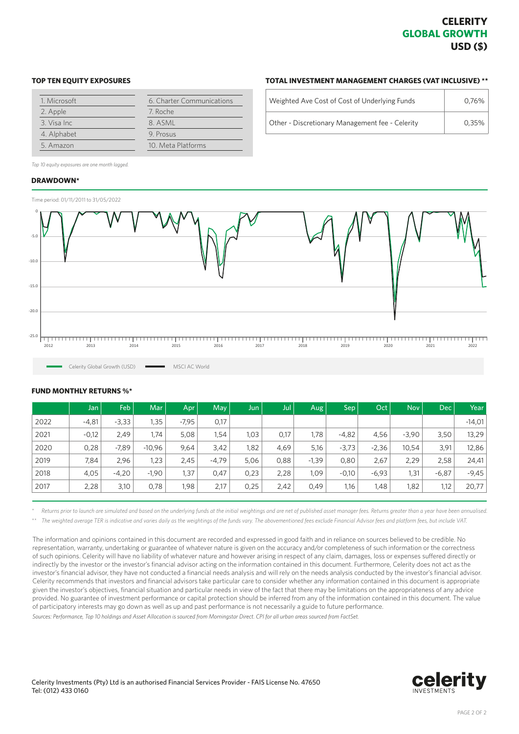# CELERITY GLOBAL GROWTH USD ($)

### TOP TEN EQUITY EXPOSURES

| | |
|---|---|
| 1. Microsoft | 6. Charter Communications |
| 2. Apple | 7. Roche |
| 3. Visa Inc | 8. ASML |
| 4. Alphabet | 9. Prosus |
| 5. Amazon | 10. Meta Platforms |

*Top 10 equity exposures are one month lagged.*

### TOTAL INVESTMENT MANAGEMENT CHARGES (VAT INCLUSIVE) **

| | |
|---|---|
| Weighted Ave Cost of Cost of Underlying Funds | 0,76% |
| Other - Discretionary Management fee - Celerity | 0,35% |

### DRAWDOWN*

Time period: 01/11/2011 to 31/05/2022

0
-5.0
-10.0
-15.0
-20.0
-25.0

2012 2013 2014 2015 2016 2017 2018 2019 2020 2021 2022

Celerity Global Growth (USD)
MSCI AC World

### FUND MONTHLY RETURNS %*

| | Jan | Feb | Mar | Apr | May | Jun | Jul | Aug | Sep | Oct | Nov | Dec | Year |
|---|---|---|---|---|---|---|---|---|---|---|---|---|---|
| 2022 | -4,81 | -3,33 | 1,35 | -7,95 | 0,17 | | | | | | | | -14,01 |
| 2021 | -0,12 | 2,49 | 1,74 | 5,08 | 1,54 | 1,03 | 0,17 | 1,78 | -4,82 | 4,56 | -3,90 | 3,50 | 13,29 |
| 2020 | 0,28 | -7,89 | -10,96 | 9,64 | 3,42 | 1,82 | 4,69 | 5,16 | -3,73 | -2,36 | 10,54 | 3,91 | 12,86 |
| 2019 | 7,84 | 2,96 | 1,23 | 2,45 | -4,79 | 5,06 | 0,88 | -1,39 | 0,80 | 2,67 | 2,29 | 2,58 | 24,41 |
| 2018 | 4,05 | -4,20 | -1,90 | 1,37 | 0,47 | 0,23 | 2,28 | 1,09 | -0,10 | -6,93 | 1,31 | -6,87 | -9,45 |
| 2017 | 2,28 | 3,10 | 0,78 | 1,98 | 2,17 | 0,25 | 2,42 | 0,49 | 1,16 | 1,48 | 1,82 | 1,12 | 20,77 |

*\* Returns prior to launch are simulated and based on the underlying funds at the initial weightings and are net of published asset manager fees. Returns greater than a year have been annualised.*

*\*\* The weighted average TER is indicative and varies daily as the weightings of the funds vary. The abovementioned fees exclude Financial Advisor fees and platform fees, but include VAT.*

The information and opinions contained in this document are recorded and expressed in good faith and in reliance on sources believed to be credible. No representation, warranty, undertaking or guarantee of whatever nature is given on the accuracy and/or completeness of such information or the correctness of such opinions. Celerity will have no liability of whatever nature and however arising in respect of any claim, damages, loss or expenses suffered directly or indirectly by the investor or the investor's financial advisor acting on the information contained in this document. Furthermore, Celerity does not act as the investor's financial advisor, they have not conducted a financial needs analysis and will rely on the needs analysis conducted by the investor's financial advisor. Celerity recommends that investors and financial advisors take particular care to consider whether any information contained in this document is appropriate given the investor's objectives, financial situation and particular needs in view of the fact that there may be limitations on the appropriateness of any advice provided. No guarantee of investment performance or capital protection should be inferred from any of the information contained in this document. The value of participatory interests may go down as well as up and past performance is not necessarily a guide to future performance.

*Sources: Performance, Top 10 holdings and Asset Allocation is sourced from Morningstar Direct. CPI for all urban areas sourced from FactSet.*

Celerity Investments (Pty) Ltd is an authorised Financial Services Provider - FAIS License No. 47650
Tel: (012) 433 0160

celerity INVESTMENTS